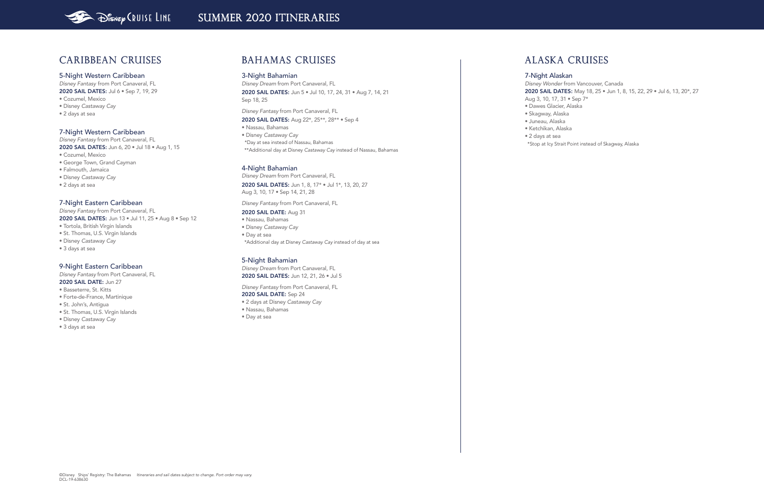# SUMMER 2020 ITINERARIES

## CARIBBEAN CRUISES

### 5-Night Western Caribbean

*Disney Fantasy* from Port Canaveral, FL

**2020 SAIL DATES:** Jul 6 • Sep 7, 19, 29

- Cozumel, Mexico
- Disney *Castaway Cay*
- 2 days at sea

### 7-Night Western Caribbean

*Disney Fantasy* from Port Canaveral, FL

**2020 SAIL DATES:** Jun 6, 20 • Jul 18 • Aug 1, 15

- Cozumel, Mexico
- George Town, Grand Cayman
- Falmouth, Jamaica
- Disney *Castaway Cay*
- 2 days at sea

### 7-Night Eastern Caribbean

*Disney Fantasy* from Port Canaveral, FL

**2020 SAIL DATES:** Jun 13 • Jul 11, 25 • Aug 8 • Sep 12

- Tortola, British Virgin Islands
- St. Thomas, U.S. Virgin Islands
- Disney *Castaway Cay*
- 3 days at sea

### 9-Night Eastern Caribbean

*Disney Fantasy* from Port Canaveral, FL

**2020 SAIL DATE:** Jun 27

- Basseterre, St. Kitts
- Forte-de-France, Martinique
- St. John's, Antigua
- St. Thomas, U.S. Virgin Islands
- Disney *Castaway Cay*
- 3 days at sea

## BAHAMAS CRUISES

### 3-Night Bahamian

*Disney Dream* from Port Canaveral, FL

**2020 SAIL DATES:** Jun 5 • Jul 10, 17, 24, 31 • Aug 7, 14, 21 Sep 18, 25

*Disney Fantasy* from Port Canaveral, FL

**2020 SAIL DATES:** Aug 22*, 25**, 28** • Sep 4

- Nassau, Bahamas
- Disney *Castaway Cay*

*Day at sea instead of Nassau, Bahamas

**Additional day at Disney *Castaway Cay* instead of Nassau, Bahamas

### 4-Night Bahamian

*Disney Dream* from Port Canaveral, FL

**2020 SAIL DATES:** Jun 1, 8, 17* • Jul 1*, 13, 20, 27 Aug 3, 10, 17 • Sep 14, 21, 28

*Disney Fantasy* from Port Canaveral, FL

**2020 SAIL DATE:** Aug 31

- Nassau, Bahamas
- Disney *Castaway Cay*
- Day at sea

*Additional day at Disney *Castaway Cay* instead of day at sea

### 5-Night Bahamian

*Disney Dream* from Port Canaveral, FL

**2020 SAIL DATES:** Jun 12, 21, 26 • Jul 5

*Disney Fantasy* from Port Canaveral, FL

**2020 SAIL DATE:** Sep 24

- 2 days at Disney *Castaway Cay*
- Nassau, Bahamas
- Day at sea

## ALASKA CRUISES

### 7-Night Alaskan

*Disney Wonder* from Vancouver, Canada

**2020 SAIL DATES:** May 18, 25 • Jun 1, 8, 15, 22, 29 • Jul 6, 13, 20*, 27 Aug 3, 10, 17, 31 • Sep 7*

- Dawes Glacier, Alaska
- Skagway, Alaska
- Juneau, Alaska
- Ketchikan, Alaska
- 2 days at sea

*Stop at Icy Strait Point instead of Skagway, Alaska

©Disney Ships' Registry: The Bahamas *Itineraries and sail dates subject to change. Port order may vary.*
DCL-19-638630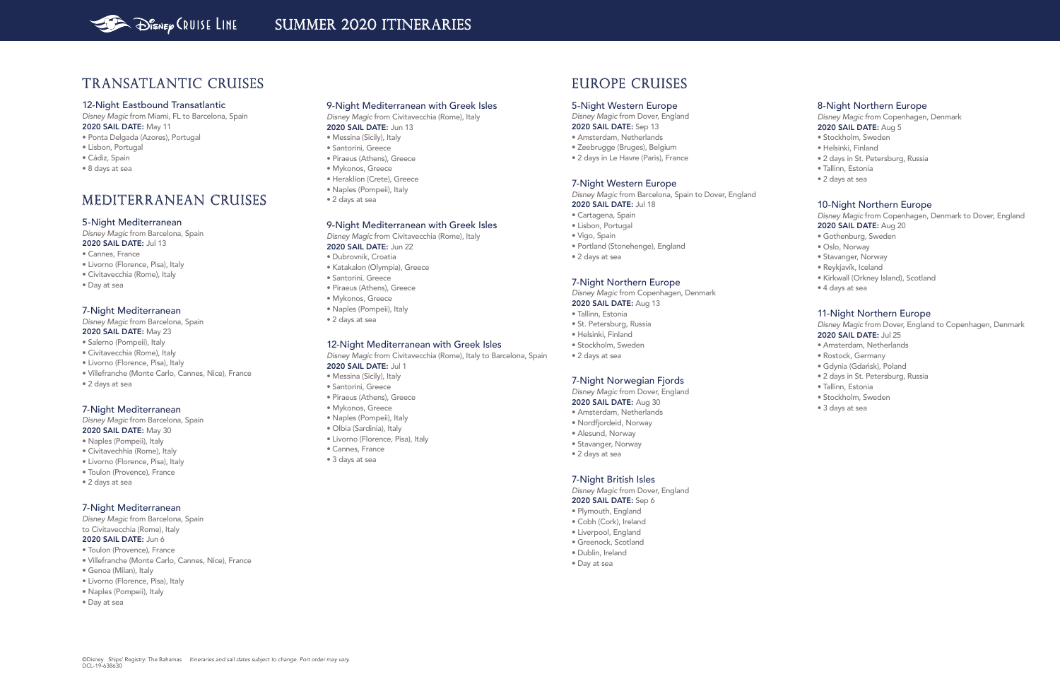Disney Cruise Line

# SUMMER 2020 ITINERARIES

## TRANSATLANTIC CRUISES

### 12-Night Eastbound Transatlantic

*Disney Magic* from Miami, FL to Barcelona, Spain
**2020 SAIL DATE:** May 11

- Ponta Delgada (Azores), Portugal
- Lisbon, Portugal
- Cádiz, Spain
- 8 days at sea

## MEDITERRANEAN CRUISES

### 5-Night Mediterranean

*Disney Magic* from Barcelona, Spain
**2020 SAIL DATE:** Jul 13

- Cannes, France
- Livorno (Florence, Pisa), Italy
- Civitavecchia (Rome), Italy
- Day at sea

### 7-Night Mediterranean

*Disney Magic* from Barcelona, Spain
**2020 SAIL DATE:** May 23

- Salerno (Pompeii), Italy
- Civitavecchia (Rome), Italy
- Livorno (Florence, Pisa), Italy
- Villefranche (Monte Carlo, Cannes, Nice), France
- 2 days at sea

### 7-Night Mediterranean

*Disney Magic* from Barcelona, Spain
**2020 SAIL DATE:** May 30

- Naples (Pompeii), Italy
- Civitavechhia (Rome), Italy
- Livorno (Florence, Pisa), Italy
- Toulon (Provence), France
- 2 days at sea

### 7-Night Mediterranean

*Disney Magic* from Barcelona, Spain to Civitavecchia (Rome), Italy
**2020 SAIL DATE:** Jun 6

- Toulon (Provence), France
- Villefranche (Monte Carlo, Cannes, Nice), France
- Genoa (Milan), Italy
- Livorno (Florence, Pisa), Italy
- Naples (Pompeii), Italy
- Day at sea

### 9-Night Mediterranean with Greek Isles

*Disney Magic* from Civitavecchia (Rome), Italy
**2020 SAIL DATE:** Jun 13

- Messina (Sicily), Italy
- Santorini, Greece
- Piraeus (Athens), Greece
- Mykonos, Greece
- Heraklion (Crete), Greece
- Naples (Pompeii), Italy
- 2 days at sea

### 9-Night Mediterranean with Greek Isles

*Disney Magic* from Civitavecchia (Rome), Italy
**2020 SAIL DATE:** Jun 22

- Dubrovnik, Croatia
- Katakalon (Olympia), Greece
- Santorini, Greece
- Piraeus (Athens), Greece
- Mykonos, Greece
- Naples (Pompeii), Italy
- 2 days at sea

### 12-Night Mediterranean with Greek Isles

*Disney Magic* from Civitavecchia (Rome), Italy to Barcelona, Spain
**2020 SAIL DATE:** Jul 1

- Messina (Sicily), Italy
- Santorini, Greece
- Piraeus (Athens), Greece
- Mykonos, Greece
- Naples (Pompeii), Italy
- Olbia (Sardinia), Italy
- Livorno (Florence, Pisa), Italy
- Cannes, France
- 3 days at sea

## EUROPE CRUISES

### 5-Night Western Europe

*Disney Magic* from Dover, England
**2020 SAIL DATE:** Sep 13

- Amsterdam, Netherlands
- Zeebrugge (Bruges), Belgium
- 2 days in Le Havre (Paris), France

### 7-Night Western Europe

*Disney Magic* from Barcelona, Spain to Dover, England
**2020 SAIL DATE:** Jul 18

- Cartagena, Spain
- Lisbon, Portugal
- Vigo, Spain
- Portland (Stonehenge), England
- 2 days at sea

### 7-Night Northern Europe

*Disney Magic* from Copenhagen, Denmark
**2020 SAIL DATE:** Aug 13

- Tallinn, Estonia
- St. Petersburg, Russia
- Helsinki, Finland
- Stockholm, Sweden
- 2 days at sea

### 7-Night Norwegian Fjords

*Disney Magic* from Dover, England
**2020 SAIL DATE:** Aug 30

- Amsterdam, Netherlands
- Nordfjordeid, Norway
- Alesund, Norway
- Stavanger, Norway
- 2 days at sea

### 7-Night British Isles

*Disney Magic* from Dover, England
**2020 SAIL DATE:** Sep 6

- Plymouth, England
- Cobh (Cork), Ireland
- Liverpool, England
- Greenock, Scotland
- Dublin, Ireland
- Day at sea

### 8-Night Northern Europe

*Disney Magic* from Copenhagen, Denmark
**2020 SAIL DATE:** Aug 5

- Stockholm, Sweden
- Helsinki, Finland
- 2 days in St. Petersburg, Russia
- Tallinn, Estonia
- 2 days at sea

### 10-Night Northern Europe

*Disney Magic* from Copenhagen, Denmark to Dover, England
**2020 SAIL DATE:** Aug 20

- Gothenburg, Sweden
- Oslo, Norway
- Stavanger, Norway
- Reykjavík, Iceland
- Kirkwall (Orkney Island), Scotland
- 4 days at sea

### 11-Night Northern Europe

*Disney Magic* from Dover, England to Copenhagen, Denmark
**2020 SAIL DATE:** Jul 25

- Amsterdam, Netherlands
- Rostock, Germany
- Gdynia (Gdańsk), Poland
- 2 days in St. Petersburg, Russia
- Tallinn, Estonia
- Stockholm, Sweden
- 3 days at sea

©Disney Ships' Registry: The Bahamas *Itineraries and sail dates subject to change. Port order may vary.*
DCL-19-638630